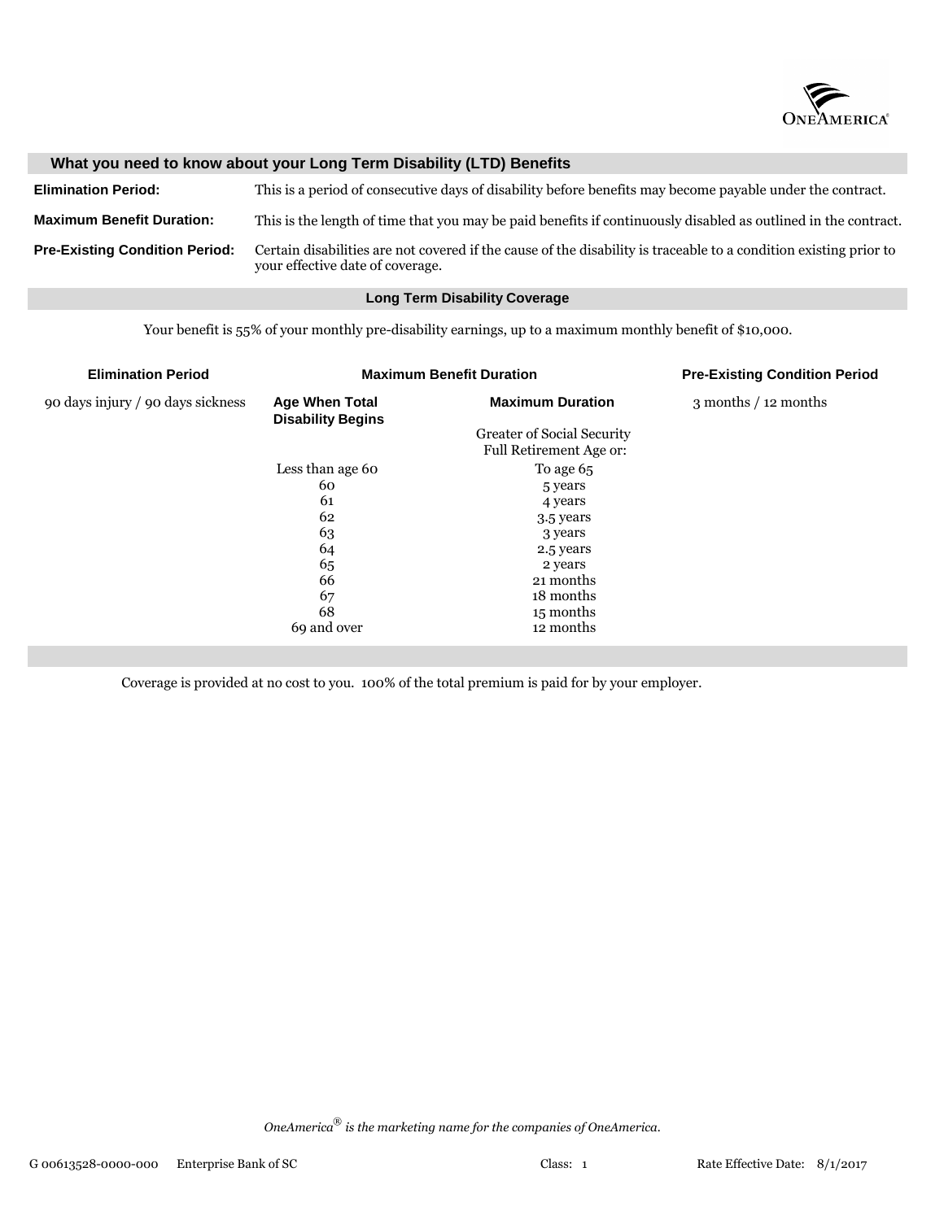## What you need to know about your Long Term Disability (LTD) Benefits

| | |
|---|---|
| **Elimination Period:** | This is a period of consecutive days of disability before benefits may become payable under the contract. |
| **Maximum Benefit Duration:** | This is the length of time that you may be paid benefits if continuously disabled as outlined in the contract. |
| **Pre-Existing Condition Period:** | Certain disabilities are not covered if the cause of the disability is traceable to a condition existing prior to your effective date of coverage. |

### Long Term Disability Coverage

Your benefit is 55% of your monthly pre-disability earnings, up to a maximum monthly benefit of $10,000.

| Elimination Period | Maximum Benefit Duration | | Pre-Existing Condition Period |
|---|---|---|---|
| 90 days injury / 90 days sickness | **Age When Total Disability Begins** | **Maximum Duration** | 3 months / 12 months |
| | | Greater of Social Security Full Retirement Age or: | |
| | Less than age 60 | To age 65 | |
| | 60 | 5 years | |
| | 61 | 4 years | |
| | 62 | 3.5 years | |
| | 63 | 3 years | |
| | 64 | 2.5 years | |
| | 65 | 2 years | |
| | 66 | 21 months | |
| | 67 | 18 months | |
| | 68 | 15 months | |
| | 69 and over | 12 months | |

Coverage is provided at no cost to you. 100% of the total premium is paid for by your employer.

*OneAmerica® is the marketing name for the companies of OneAmerica.*

G 00613528-0000-000 Enterprise Bank of SC Class: 1 Rate Effective Date: 8/1/2017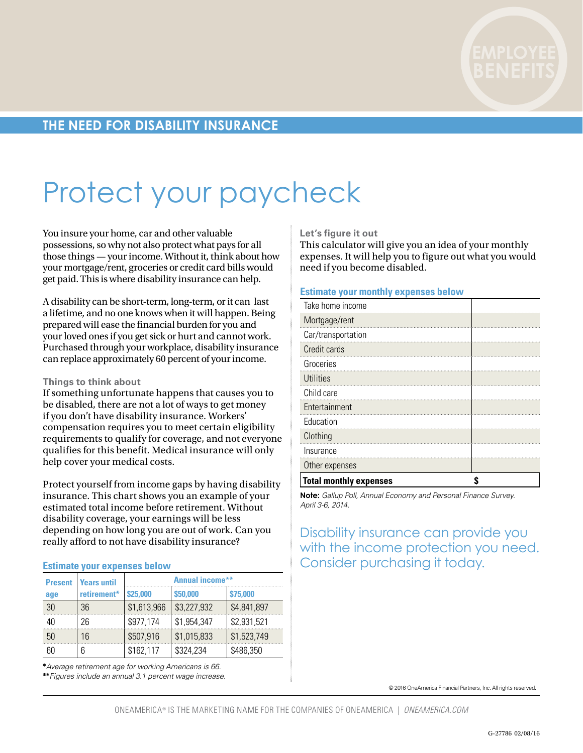## THE NEED FOR DISABILITY INSURANCE

# Protect your paycheck

You insure your home, car and other valuable possessions, so why not also protect what pays for all those things — your income. Without it, think about how your mortgage/rent, groceries or credit card bills would get paid. This is where disability insurance can help.

A disability can be short-term, long-term, or it can last a lifetime, and no one knows when it will happen. Being prepared will ease the financial burden for you and your loved ones if you get sick or hurt and cannot work. Purchased through your workplace, disability insurance can replace approximately 60 percent of your income.

### Things to think about

If something unfortunate happens that causes you to be disabled, there are not a lot of ways to get money if you don't have disability insurance. Workers' compensation requires you to meet certain eligibility requirements to qualify for coverage, and not everyone qualifies for this benefit. Medical insurance will only help cover your medical costs.

Protect yourself from income gaps by having disability insurance. This chart shows you an example of your estimated total income before retirement. Without disability coverage, your earnings will be less depending on how long you are out of work. Can you really afford to not have disability insurance?

### Estimate your expenses below

| Present age | Years until retirement* | Annual income** | | |
|---|---|---|---|---|
| | | $25,000 | $50,000 | $75,000 |
| 30 | 36 | $1,613,966 | $3,227,932 | $4,841,897 |
| 40 | 26 | $977,174 | $1,954,347 | $2,931,521 |
| 50 | 16 | $507,916 | $1,015,833 | $1,523,749 |
| 60 | 6 | $162,117 | $324,234 | $486,350 |

*\*Average retirement age for working Americans is 66.*

*\*\*Figures include an annual 3.1 percent wage increase.*

### Let's figure it out

This calculator will give you an idea of your monthly expenses. It will help you to figure out what you would need if you become disabled.

### Estimate your monthly expenses below

| | |
|---|---|
| Take home income | |
| Mortgage/rent | |
| Car/transportation | |
| Credit cards | |
| Groceries | |
| Utilities | |
| Child care | |
| Entertainment | |
| Education | |
| Clothing | |
| Insurance | |
| Other expenses | |
| **Total monthly expenses** | **$** |

**Note:** *Gallup Poll, Annual Economy and Personal Finance Survey. April 3-6, 2014.*

Disability insurance can provide you with the income protection you need. Consider purchasing it today.

© 2016 OneAmerica Financial Partners, Inc. All rights reserved.

ONEAMERICA® IS THE MARKETING NAME FOR THE COMPANIES OF ONEAMERICA | *ONEAMERICA.COM*

G-27786 02/08/16